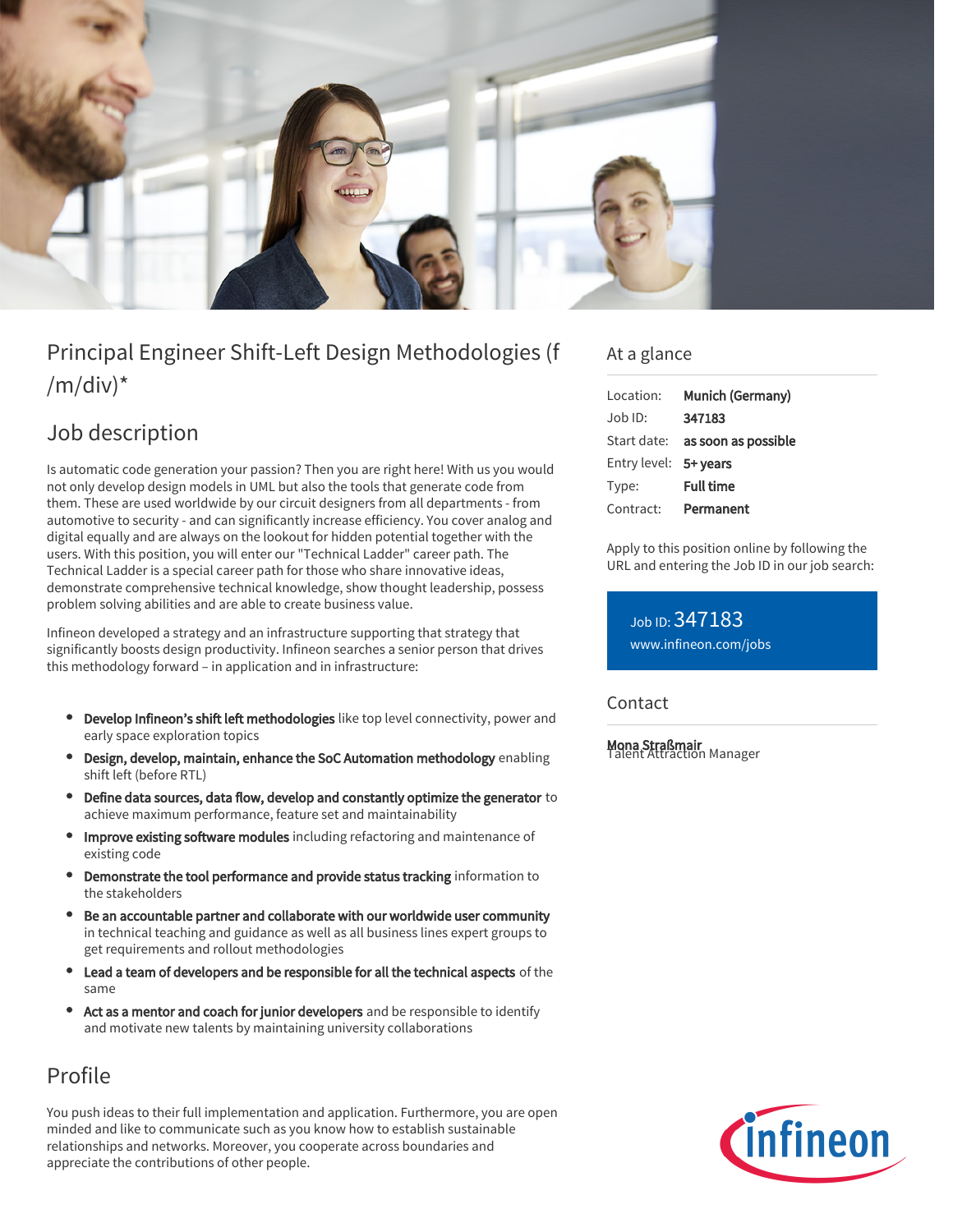# Principal Engineer Shift-Left Design Methodologies (f /m/div)*

## Job description

Is automatic code generation your passion? Then you are right here! With us you would not only develop design models in UML but also the tools that generate code from them. These are used worldwide by our circuit designers from all departments - from automotive to security - and can significantly increase efficiency. You cover analog and digital equally and are always on the lookout for hidden potential together with the users. With this position, you will enter our "Technical Ladder" career path. The Technical Ladder is a special career path for those who share innovative ideas, demonstrate comprehensive technical knowledge, show thought leadership, possess problem solving abilities and are able to create business value.

Infineon developed a strategy and an infrastructure supporting that strategy that significantly boosts design productivity. Infineon searches a senior person that drives this methodology forward – in application and in infrastructure:

- **Develop Infineon's shift left methodologies** like top level connectivity, power and early space exploration topics
- **Design, develop, maintain, enhance the SoC Automation methodology** enabling shift left (before RTL)
- **Define data sources, data flow, develop and constantly optimize the generator** to achieve maximum performance, feature set and maintainability
- **Improve existing software modules** including refactoring and maintenance of existing code
- **Demonstrate the tool performance and provide status tracking** information to the stakeholders
- **Be an accountable partner and collaborate with our worldwide user community** in technical teaching and guidance as well as all business lines expert groups to get requirements and rollout methodologies
- **Lead a team of developers and be responsible for all the technical aspects** of the same
- **Act as a mentor and coach for junior developers** and be responsible to identify and motivate new talents by maintaining university collaborations

## Profile

You push ideas to their full implementation and application. Furthermore, you are open minded and like to communicate such as you know how to establish sustainable relationships and networks. Moreover, you cooperate across boundaries and appreciate the contributions of other people.

## At a glance

| | |
|---|---|
| Location: | **Munich (Germany)** |
| Job ID: | **347183** |
| Start date: | **as soon as possible** |
| Entry level: | **5+ years** |
| Type: | **Full time** |
| Contract: | **Permanent** |

Apply to this position online by following the URL and entering the Job ID in our job search:

Job ID: 347183
www.infineon.com/jobs

## Contact

**Mona Straßmair**
Talent Attraction Manager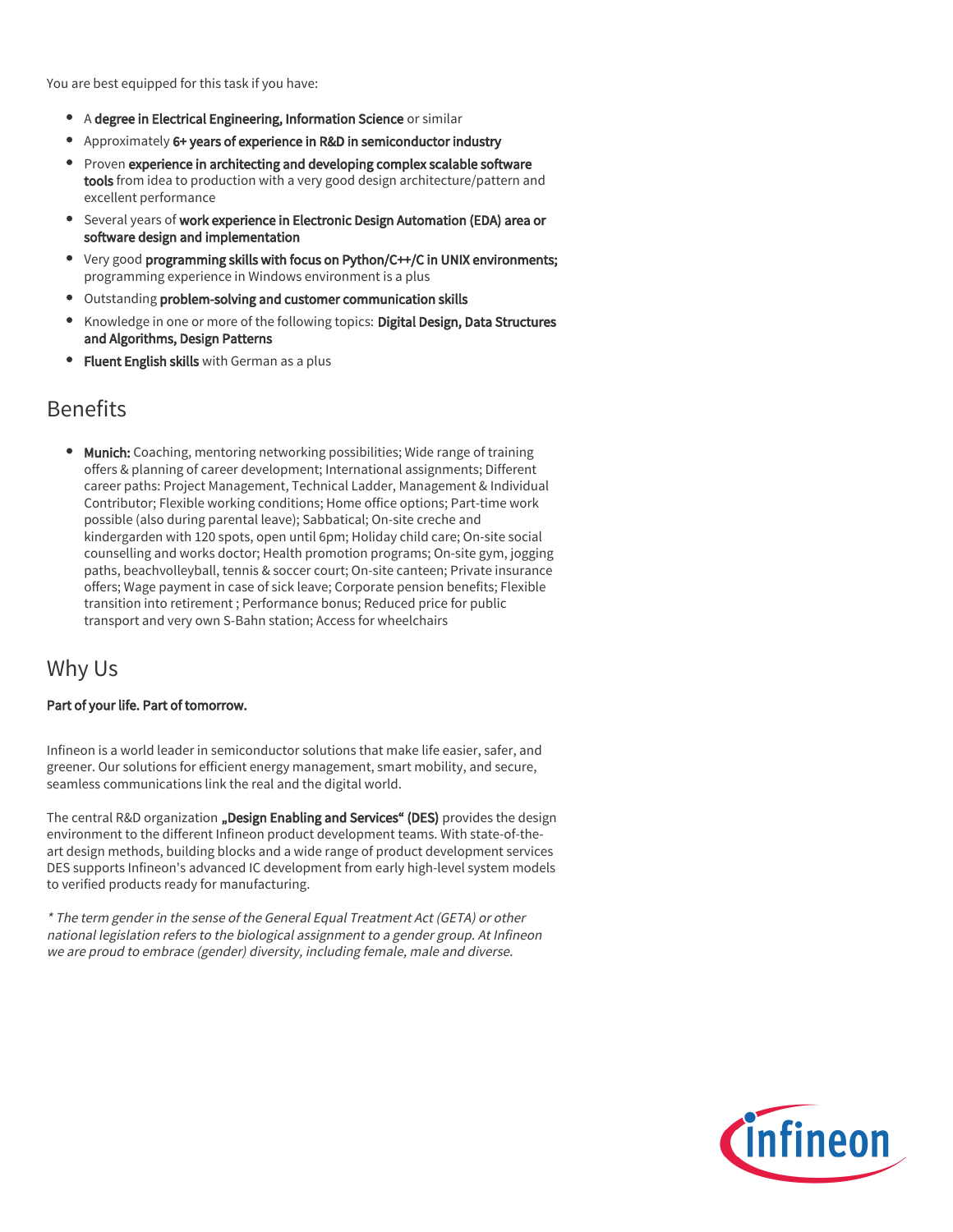You are best equipped for this task if you have:

- A **degree in Electrical Engineering, Information Science** or similar
- Approximately **6+ years of experience in R&D in semiconductor industry**
- Proven **experience in architecting and developing complex scalable software tools** from idea to production with a very good design architecture/pattern and excellent performance
- Several years of **work experience in Electronic Design Automation (EDA) area or software design and implementation**
- Very good **programming skills with focus on Python/C++/C in UNIX environments;** programming experience in Windows environment is a plus
- Outstanding **problem-solving and customer communication skills**
- Knowledge in one or more of the following topics: **Digital Design, Data Structures and Algorithms, Design Patterns**
- **Fluent English skills** with German as a plus

## Benefits

- **Munich:** Coaching, mentoring networking possibilities; Wide range of training offers & planning of career development; International assignments; Different career paths: Project Management, Technical Ladder, Management & Individual Contributor; Flexible working conditions; Home office options; Part-time work possible (also during parental leave); Sabbatical; On-site creche and kindergarden with 120 spots, open until 6pm; Holiday child care; On-site social counselling and works doctor; Health promotion programs; On-site gym, jogging paths, beachvolleyball, tennis & soccer court; On-site canteen; Private insurance offers; Wage payment in case of sick leave; Corporate pension benefits; Flexible transition into retirement ; Performance bonus; Reduced price for public transport and very own S-Bahn station; Access for wheelchairs

## Why Us

**Part of your life. Part of tomorrow.**

Infineon is a world leader in semiconductor solutions that make life easier, safer, and greener. Our solutions for efficient energy management, smart mobility, and secure, seamless communications link the real and the digital world.

The central R&D organization **„Design Enabling and Services" (DES)** provides the design environment to the different Infineon product development teams. With state-of-the-art design methods, building blocks and a wide range of product development services DES supports Infineon's advanced IC development from early high-level system models to verified products ready for manufacturing.

*\* The term gender in the sense of the General Equal Treatment Act (GETA) or other national legislation refers to the biological assignment to a gender group. At Infineon we are proud to embrace (gender) diversity, including female, male and diverse.*